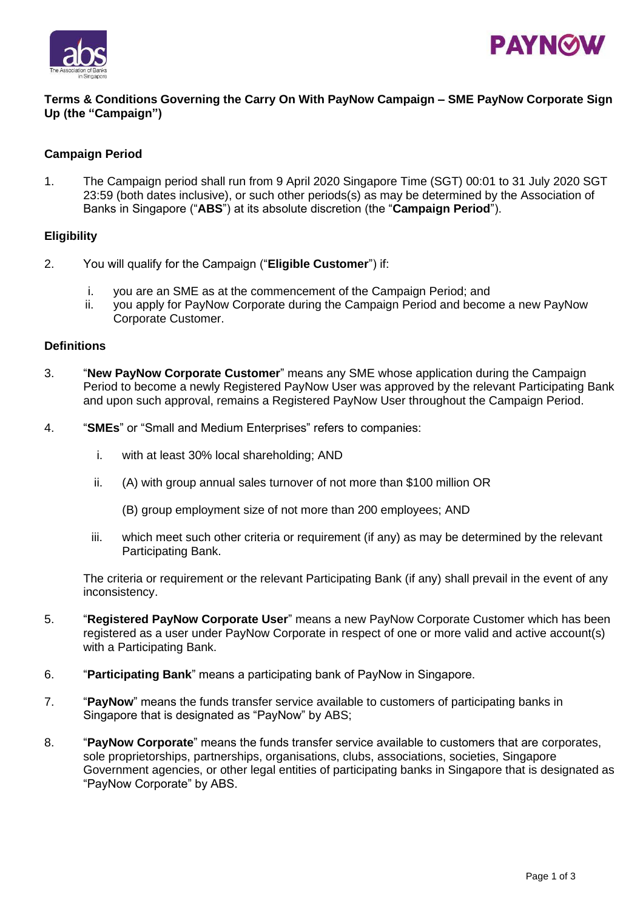**Terms & Conditions Governing the Carry On With PayNow Campaign – SME PayNow Corporate Sign Up (the "Campaign")**

**Campaign Period**

1. The Campaign period shall run from 9 April 2020 Singapore Time (SGT) 00:01 to 31 July 2020 SGT 23:59 (both dates inclusive), or such other periods(s) as may be determined by the Association of Banks in Singapore ("**ABS**") at its absolute discretion (the "**Campaign Period**").

**Eligibility**

2. You will qualify for the Campaign ("**Eligible Customer**") if:

   i. you are an SME as at the commencement of the Campaign Period; and
   ii. you apply for PayNow Corporate during the Campaign Period and become a new PayNow Corporate Customer.

**Definitions**

3. "**New PayNow Corporate Customer**" means any SME whose application during the Campaign Period to become a newly Registered PayNow User was approved by the relevant Participating Bank and upon such approval, remains a Registered PayNow User throughout the Campaign Period.

4. "**SMEs**" or "Small and Medium Enterprises" refers to companies:

   i. with at least 30% local shareholding; AND

   ii. (A) with group annual sales turnover of not more than $100 million OR

   (B) group employment size of not more than 200 employees; AND

   iii. which meet such other criteria or requirement (if any) as may be determined by the relevant Participating Bank.

   The criteria or requirement or the relevant Participating Bank (if any) shall prevail in the event of any inconsistency.

5. "**Registered PayNow Corporate User**" means a new PayNow Corporate Customer which has been registered as a user under PayNow Corporate in respect of one or more valid and active account(s) with a Participating Bank.

6. "**Participating Bank**" means a participating bank of PayNow in Singapore.

7. "**PayNow**" means the funds transfer service available to customers of participating banks in Singapore that is designated as "PayNow" by ABS;

8. "**PayNow Corporate**" means the funds transfer service available to customers that are corporates, sole proprietorships, partnerships, organisations, clubs, associations, societies, Singapore Government agencies, or other legal entities of participating banks in Singapore that is designated as "PayNow Corporate" by ABS.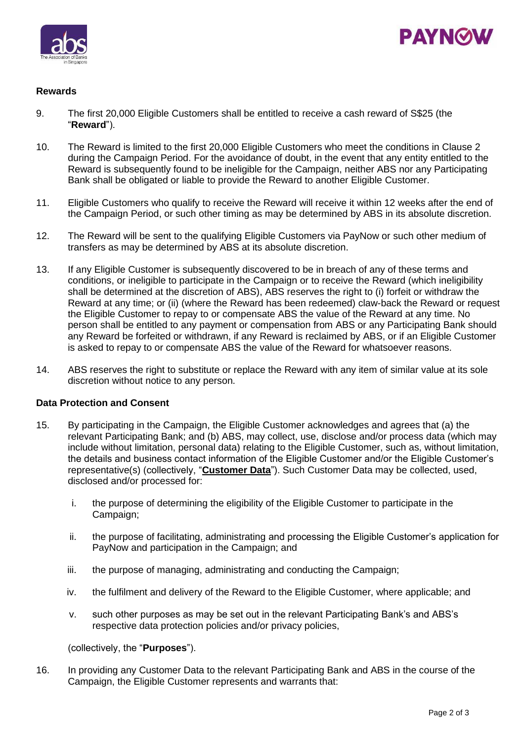## Rewards

9. The first 20,000 Eligible Customers shall be entitled to receive a cash reward of S$25 (the "**Reward**").

10. The Reward is limited to the first 20,000 Eligible Customers who meet the conditions in Clause 2 during the Campaign Period. For the avoidance of doubt, in the event that any entity entitled to the Reward is subsequently found to be ineligible for the Campaign, neither ABS nor any Participating Bank shall be obligated or liable to provide the Reward to another Eligible Customer.

11. Eligible Customers who qualify to receive the Reward will receive it within 12 weeks after the end of the Campaign Period, or such other timing as may be determined by ABS in its absolute discretion.

12. The Reward will be sent to the qualifying Eligible Customers via PayNow or such other medium of transfers as may be determined by ABS at its absolute discretion.

13. If any Eligible Customer is subsequently discovered to be in breach of any of these terms and conditions, or ineligible to participate in the Campaign or to receive the Reward (which ineligibility shall be determined at the discretion of ABS), ABS reserves the right to (i) forfeit or withdraw the Reward at any time; or (ii) (where the Reward has been redeemed) claw-back the Reward or request the Eligible Customer to repay to or compensate ABS the value of the Reward at any time. No person shall be entitled to any payment or compensation from ABS or any Participating Bank should any Reward be forfeited or withdrawn, if any Reward is reclaimed by ABS, or if an Eligible Customer is asked to repay to or compensate ABS the value of the Reward for whatsoever reasons.

14. ABS reserves the right to substitute or replace the Reward with any item of similar value at its sole discretion without notice to any person.

## Data Protection and Consent

15. By participating in the Campaign, the Eligible Customer acknowledges and agrees that (a) the relevant Participating Bank; and (b) ABS, may collect, use, disclose and/or process data (which may include without limitation, personal data) relating to the Eligible Customer, such as, without limitation, the details and business contact information of the Eligible Customer and/or the Eligible Customer's representative(s) (collectively, "**Customer Data**"). Such Customer Data may be collected, used, disclosed and/or processed for:

    i. the purpose of determining the eligibility of the Eligible Customer to participate in the Campaign;

    ii. the purpose of facilitating, administrating and processing the Eligible Customer's application for PayNow and participation in the Campaign; and

    iii. the purpose of managing, administrating and conducting the Campaign;

    iv. the fulfilment and delivery of the Reward to the Eligible Customer, where applicable; and

    v. such other purposes as may be set out in the relevant Participating Bank's and ABS's respective data protection policies and/or privacy policies,

    (collectively, the "**Purposes**").

16. In providing any Customer Data to the relevant Participating Bank and ABS in the course of the Campaign, the Eligible Customer represents and warrants that: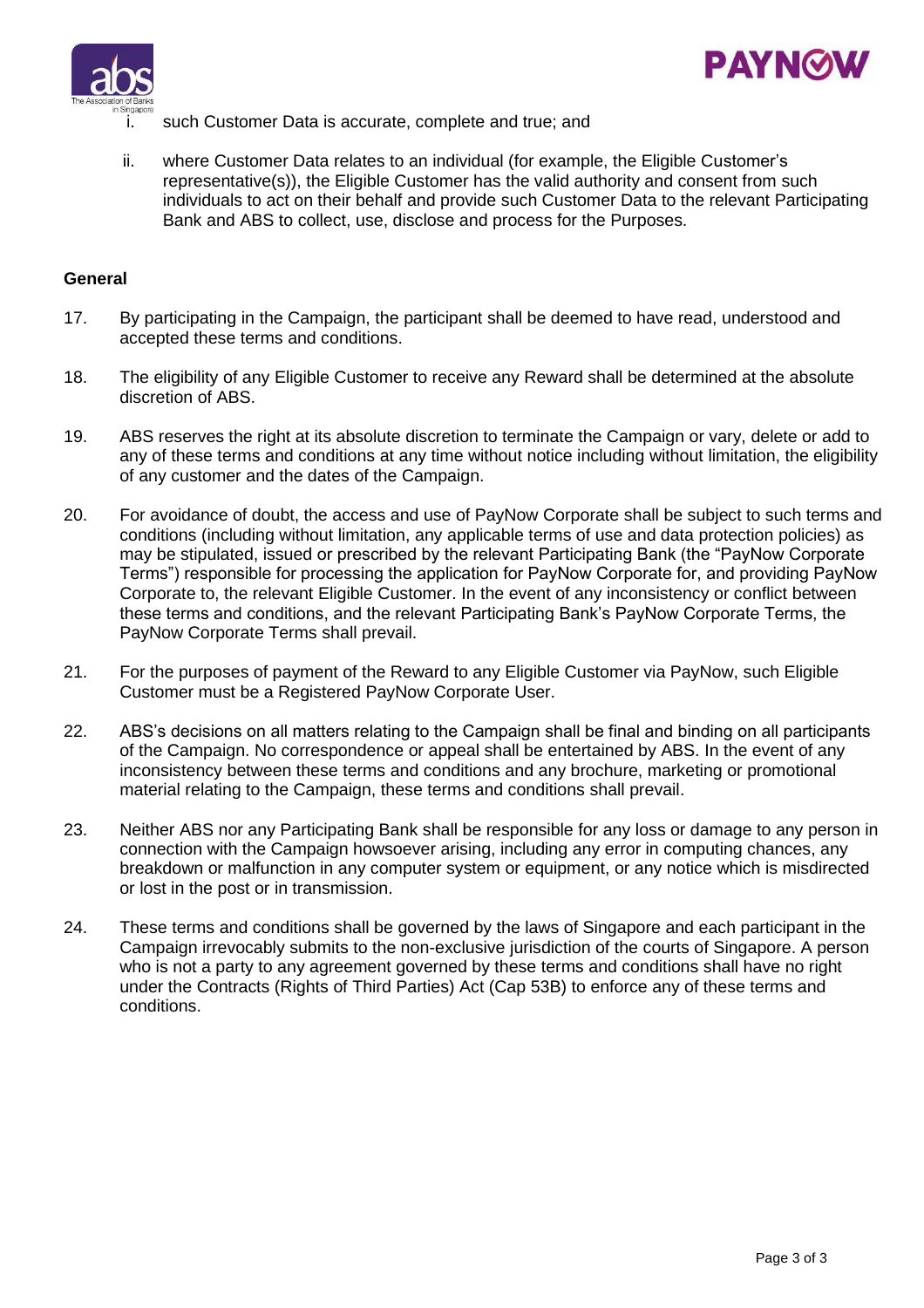i. such Customer Data is accurate, complete and true; and

ii. where Customer Data relates to an individual (for example, the Eligible Customer's representative(s)), the Eligible Customer has the valid authority and consent from such individuals to act on their behalf and provide such Customer Data to the relevant Participating Bank and ABS to collect, use, disclose and process for the Purposes.

**General**

17. By participating in the Campaign, the participant shall be deemed to have read, understood and accepted these terms and conditions.

18. The eligibility of any Eligible Customer to receive any Reward shall be determined at the absolute discretion of ABS.

19. ABS reserves the right at its absolute discretion to terminate the Campaign or vary, delete or add to any of these terms and conditions at any time without notice including without limitation, the eligibility of any customer and the dates of the Campaign.

20. For avoidance of doubt, the access and use of PayNow Corporate shall be subject to such terms and conditions (including without limitation, any applicable terms of use and data protection policies) as may be stipulated, issued or prescribed by the relevant Participating Bank (the "PayNow Corporate Terms") responsible for processing the application for PayNow Corporate for, and providing PayNow Corporate to, the relevant Eligible Customer. In the event of any inconsistency or conflict between these terms and conditions, and the relevant Participating Bank's PayNow Corporate Terms, the PayNow Corporate Terms shall prevail.

21. For the purposes of payment of the Reward to any Eligible Customer via PayNow, such Eligible Customer must be a Registered PayNow Corporate User.

22. ABS's decisions on all matters relating to the Campaign shall be final and binding on all participants of the Campaign. No correspondence or appeal shall be entertained by ABS. In the event of any inconsistency between these terms and conditions and any brochure, marketing or promotional material relating to the Campaign, these terms and conditions shall prevail.

23. Neither ABS nor any Participating Bank shall be responsible for any loss or damage to any person in connection with the Campaign howsoever arising, including any error in computing chances, any breakdown or malfunction in any computer system or equipment, or any notice which is misdirected or lost in the post or in transmission.

24. These terms and conditions shall be governed by the laws of Singapore and each participant in the Campaign irrevocably submits to the non-exclusive jurisdiction of the courts of Singapore. A person who is not a party to any agreement governed by these terms and conditions shall have no right under the Contracts (Rights of Third Parties) Act (Cap 53B) to enforce any of these terms and conditions.